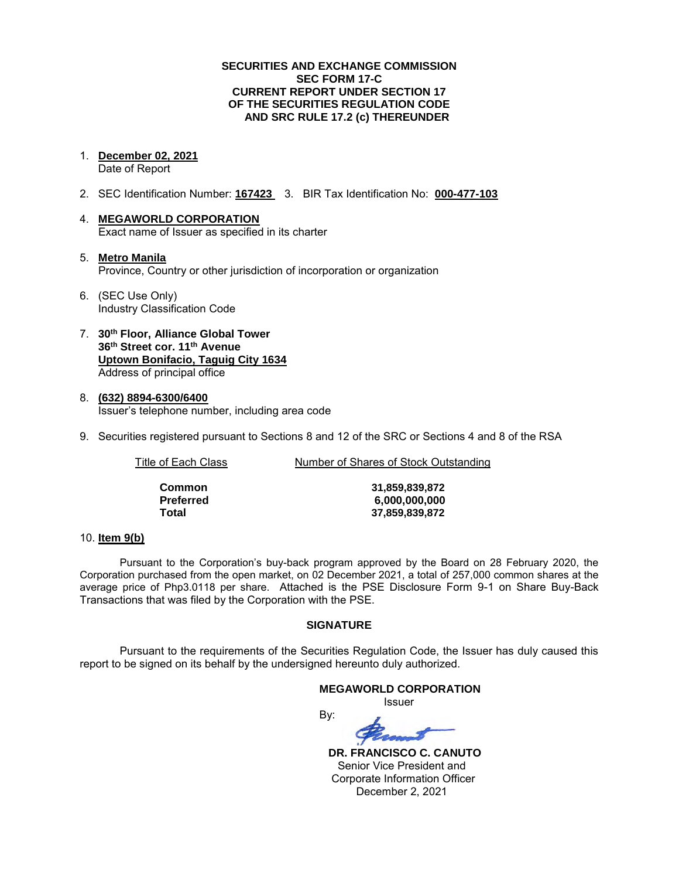**SECURITIES AND EXCHANGE COMMISSION**
**SEC FORM 17-C**
**CURRENT REPORT UNDER SECTION 17**
**OF THE SECURITIES REGULATION CODE**
**AND SRC RULE 17.2 (c) THEREUNDER**

1. **December 02, 2021**
   Date of Report

2. SEC Identification Number: **167423** 3. BIR Tax Identification No: **000-477-103**

4. **MEGAWORLD CORPORATION**
   Exact name of Issuer as specified in its charter

5. **Metro Manila**
   Province, Country or other jurisdiction of incorporation or organization

6. (SEC Use Only)
   Industry Classification Code

7. **30th Floor, Alliance Global Tower**
   **36th Street cor. 11th Avenue**
   **Uptown Bonifacio, Taguig City 1634**
   Address of principal office

8. **(632) 8894-6300/6400**
   Issuer's telephone number, including area code

9. Securities registered pursuant to Sections 8 and 12 of the SRC or Sections 4 and 8 of the RSA

| Title of Each Class | Number of Shares of Stock Outstanding |
|---|---|
| **Common** | **31,859,839,872** |
| **Preferred** | **6,000,000,000** |
| **Total** | **37,859,839,872** |

10. **Item 9(b)**

Pursuant to the Corporation's buy-back program approved by the Board on 28 February 2020, the Corporation purchased from the open market, on 02 December 2021, a total of 257,000 common shares at the average price of Php3.0118 per share. Attached is the PSE Disclosure Form 9-1 on Share Buy-Back Transactions that was filed by the Corporation with the PSE.

**SIGNATURE**

Pursuant to the requirements of the Securities Regulation Code, the Issuer has duly caused this report to be signed on its behalf by the undersigned hereunto duly authorized.

**MEGAWORLD CORPORATION**
Issuer

By:

**DR. FRANCISCO C. CANUTO**
Senior Vice President and
Corporate Information Officer
December 2, 2021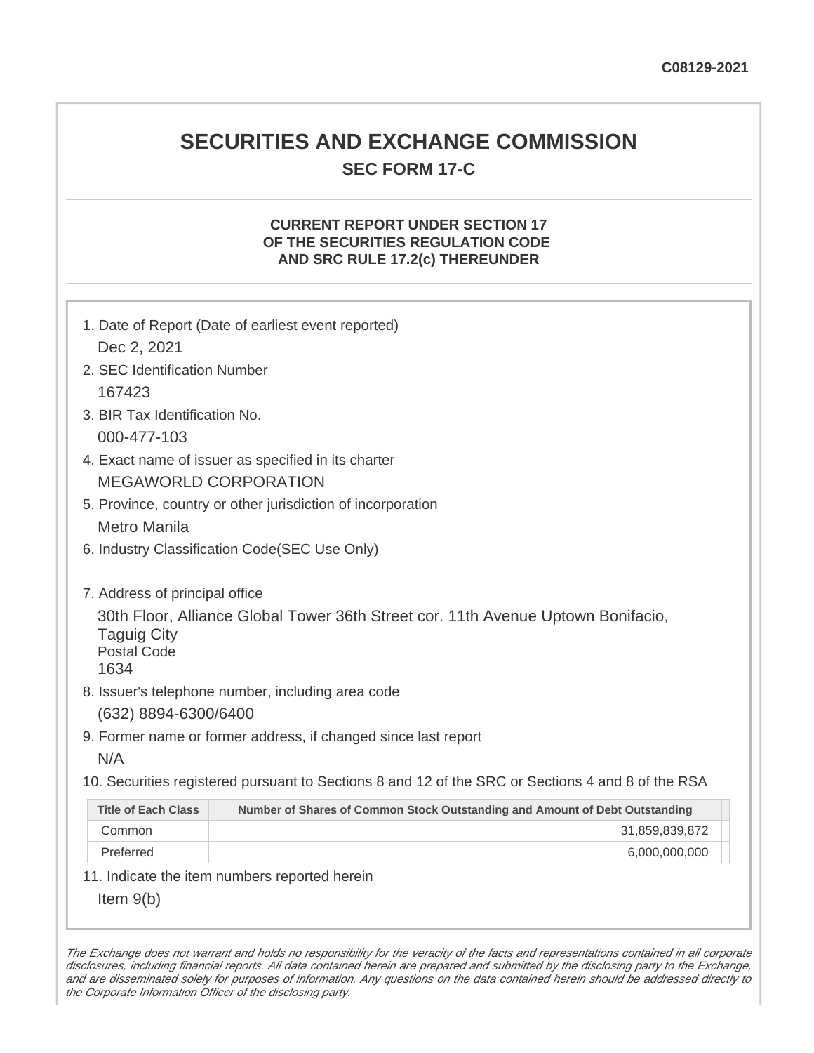C08129-2021

# SECURITIES AND EXCHANGE COMMISSION

## SEC FORM 17-C

### CURRENT REPORT UNDER SECTION 17 OF THE SECURITIES REGULATION CODE AND SRC RULE 17.2(c) THEREUNDER

1. Date of Report (Date of earliest event reported)

   Dec 2, 2021

2. SEC Identification Number

   167423

3. BIR Tax Identification No.

   000-477-103

4. Exact name of issuer as specified in its charter

   MEGAWORLD CORPORATION

5. Province, country or other jurisdiction of incorporation

   Metro Manila

6. Industry Classification Code(SEC Use Only)

7. Address of principal office

   30th Floor, Alliance Global Tower 36th Street cor. 11th Avenue Uptown Bonifacio, Taguig City
   Postal Code
   1634

8. Issuer's telephone number, including area code

   (632) 8894-6300/6400

9. Former name or former address, if changed since last report

   N/A

10. Securities registered pursuant to Sections 8 and 12 of the SRC or Sections 4 and 8 of the RSA

| Title of Each Class | Number of Shares of Common Stock Outstanding and Amount of Debt Outstanding |
|---|---|
| Common | 31,859,839,872 |
| Preferred | 6,000,000,000 |

11. Indicate the item numbers reported herein

    Item 9(b)

*The Exchange does not warrant and holds no responsibility for the veracity of the facts and representations contained in all corporate disclosures, including financial reports. All data contained herein are prepared and submitted by the disclosing party to the Exchange, and are disseminated solely for purposes of information. Any questions on the data contained herein should be addressed directly to the Corporate Information Officer of the disclosing party.*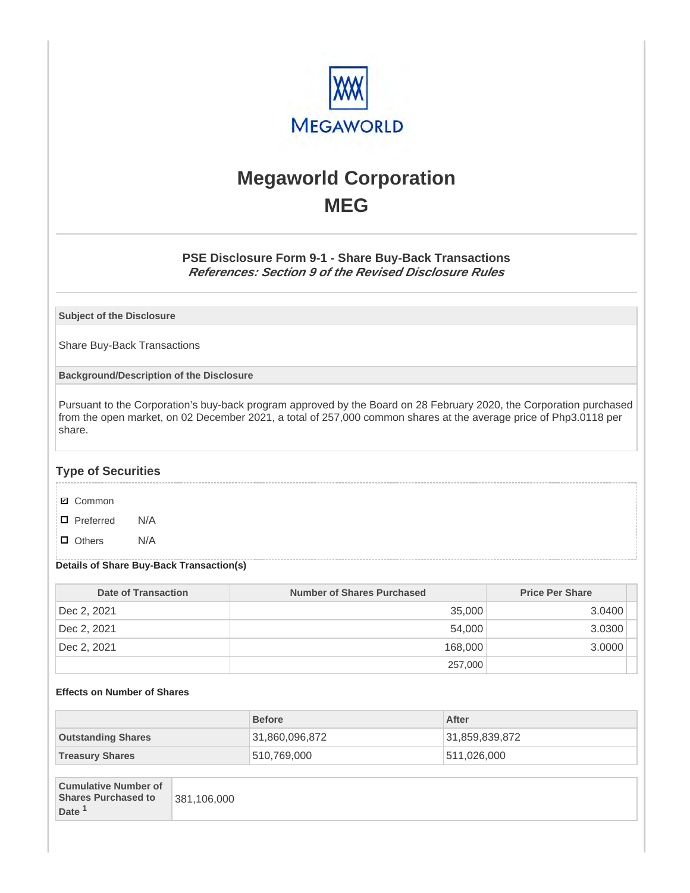# Megaworld Corporation
# MEG

### PSE Disclosure Form 9-1 - Share Buy-Back Transactions
***References: Section 9 of the Revised Disclosure Rules***

**Subject of the Disclosure**

Share Buy-Back Transactions

**Background/Description of the Disclosure**

Pursuant to the Corporation's buy-back program approved by the Board on 28 February 2020, the Corporation purchased from the open market, on 02 December 2021, a total of 257,000 common shares at the average price of Php3.0118 per share.

## Type of Securities

- ☑ Common
- ☐ Preferred N/A
- ☐ Others N/A

**Details of Share Buy-Back Transaction(s)**

| Date of Transaction | Number of Shares Purchased | Price Per Share |
|---|---|---|
| Dec 2, 2021 | 35,000 | 3.0400 |
| Dec 2, 2021 | 54,000 | 3.0300 |
| Dec 2, 2021 | 168,000 | 3.0000 |
| | 257,000 | |

**Effects on Number of Shares**

| | Before | After |
|---|---|---|
| **Outstanding Shares** | 31,860,096,872 | 31,859,839,872 |
| **Treasury Shares** | 510,769,000 | 511,026,000 |

| **Cumulative Number of Shares Purchased to Date [1]** | 381,106,000 |
|---|---|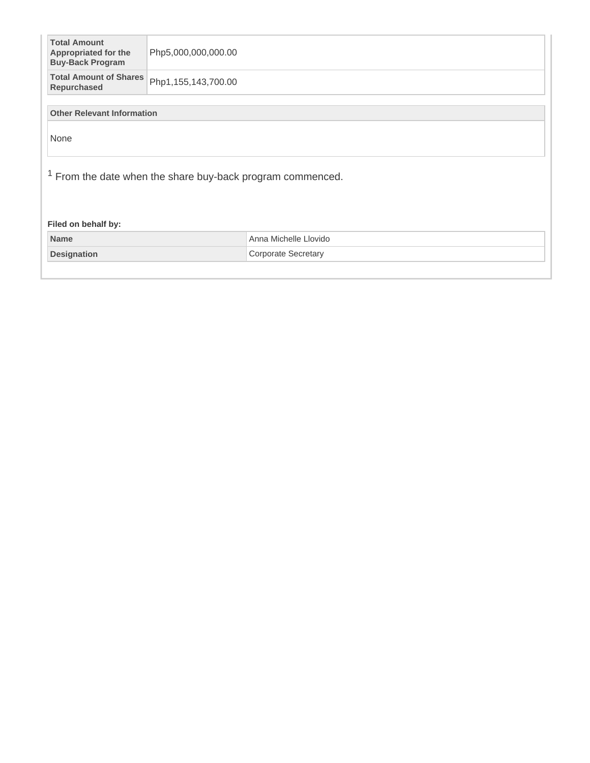| | |
|---|---|
| **Total Amount Appropriated for the Buy-Back Program** | Php5,000,000,000.00 |
| **Total Amount of Shares Repurchased** | Php1,155,143,700.00 |

| Other Relevant Information |
|---|
| None |

[1] From the date when the share buy-back program commenced.

**Filed on behalf by:**

| | |
|---|---|
| **Name** | Anna Michelle Llovido |
| **Designation** | Corporate Secretary |